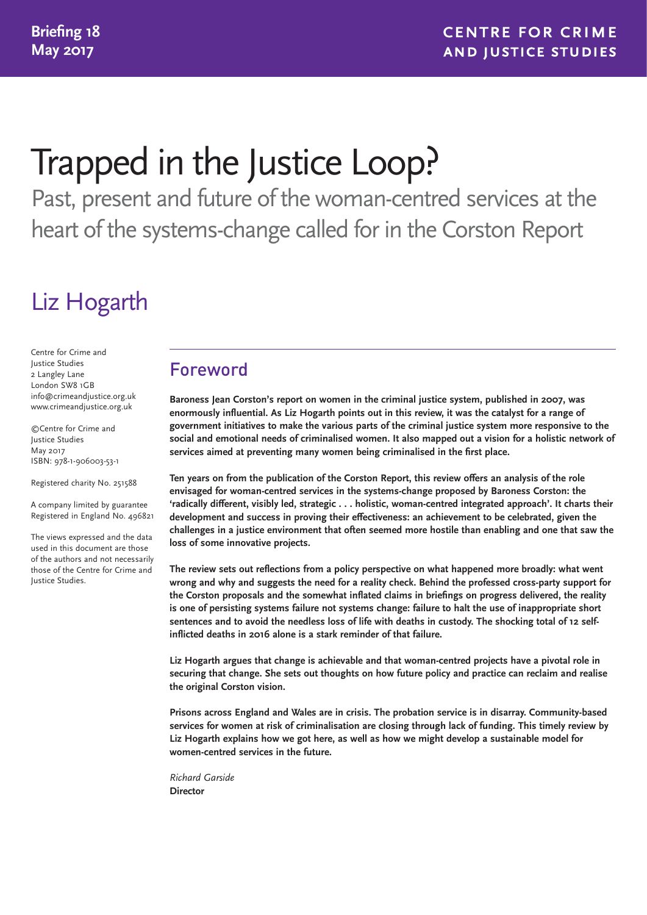**Briefing 18**
**May 2017**

**CENTRE FOR CRIME AND JUSTICE STUDIES**

# Trapped in the Justice Loop?

Past, present and future of the woman-centred services at the heart of the systems-change called for in the Corston Report

## Liz Hogarth

Centre for Crime and Justice Studies
2 Langley Lane
London SW8 1GB
info@crimeandjustice.org.uk
www.crimeandjustice.org.uk

©Centre for Crime and Justice Studies
May 2017
ISBN: 978-1-906003-53-1

Registered charity No. 251588

A company limited by guarantee
Registered in England No. 496821

The views expressed and the data used in this document are those of the authors and not necessarily those of the Centre for Crime and Justice Studies.

## Foreword

**Baroness Jean Corston's report on women in the criminal justice system, published in 2007, was enormously influential. As Liz Hogarth points out in this review, it was the catalyst for a range of government initiatives to make the various parts of the criminal justice system more responsive to the social and emotional needs of criminalised women. It also mapped out a vision for a holistic network of services aimed at preventing many women being criminalised in the first place.**

**Ten years on from the publication of the Corston Report, this review offers an analysis of the role envisaged for woman-centred services in the systems-change proposed by Baroness Corston: the 'radically different, visibly led, strategic . . . holistic, woman-centred integrated approach'. It charts their development and success in proving their effectiveness: an achievement to be celebrated, given the challenges in a justice environment that often seemed more hostile than enabling and one that saw the loss of some innovative projects.**

**The review sets out reflections from a policy perspective on what happened more broadly: what went wrong and why and suggests the need for a reality check. Behind the professed cross-party support for the Corston proposals and the somewhat inflated claims in briefings on progress delivered, the reality is one of persisting systems failure not systems change: failure to halt the use of inappropriate short sentences and to avoid the needless loss of life with deaths in custody. The shocking total of 12 self-inflicted deaths in 2016 alone is a stark reminder of that failure.**

**Liz Hogarth argues that change is achievable and that woman-centred projects have a pivotal role in securing that change. She sets out thoughts on how future policy and practice can reclaim and realise the original Corston vision.**

**Prisons across England and Wales are in crisis. The probation service is in disarray. Community-based services for women at risk of criminalisation are closing through lack of funding. This timely review by Liz Hogarth explains how we got here, as well as how we might develop a sustainable model for women-centred services in the future.**

*Richard Garside*
**Director**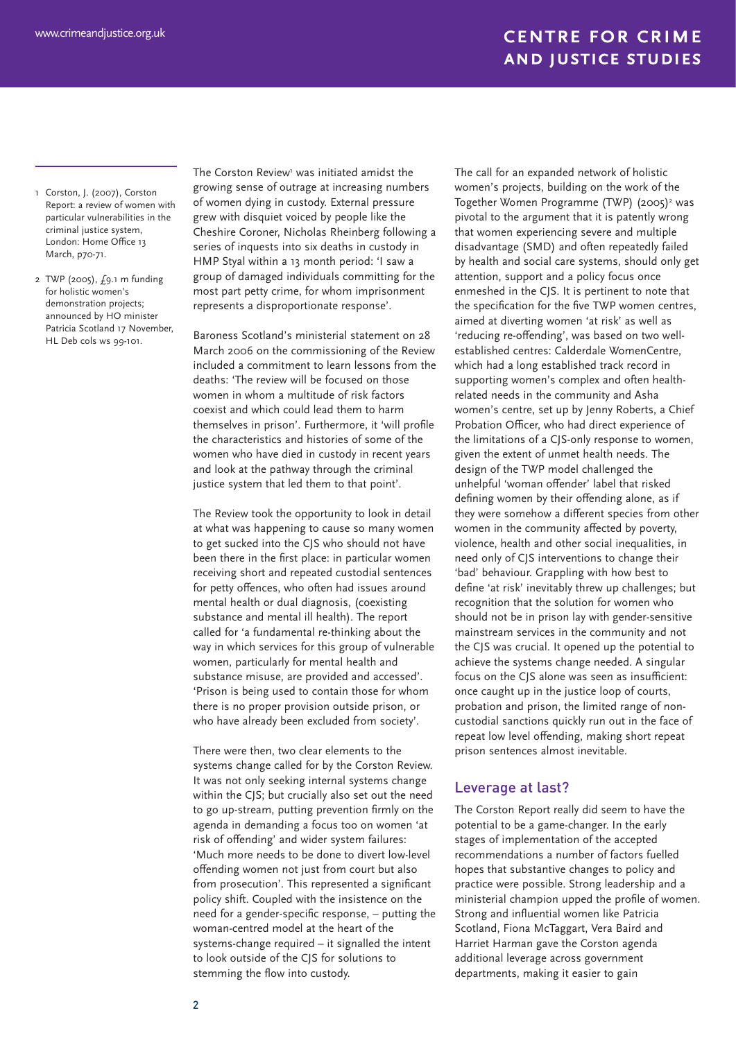The Corston Review[1] was initiated amidst the growing sense of outrage at increasing numbers of women dying in custody. External pressure grew with disquiet voiced by people like the Cheshire Coroner, Nicholas Rheinberg following a series of inquests into six deaths in custody in HMP Styal within a 13 month period: 'I saw a group of damaged individuals committing for the most part petty crime, for whom imprisonment represents a disproportionate response'.

Baroness Scotland's ministerial statement on 28 March 2006 on the commissioning of the Review included a commitment to learn lessons from the deaths: 'The review will be focused on those women in whom a multitude of risk factors coexist and which could lead them to harm themselves in prison'. Furthermore, it 'will profile the characteristics and histories of some of the women who have died in custody in recent years and look at the pathway through the criminal justice system that led them to that point'.

The Review took the opportunity to look in detail at what was happening to cause so many women to get sucked into the CJS who should not have been there in the first place: in particular women receiving short and repeated custodial sentences for petty offences, who often had issues around mental health or dual diagnosis, (coexisting substance and mental ill health). The report called for 'a fundamental re-thinking about the way in which services for this group of vulnerable women, particularly for mental health and substance misuse, are provided and accessed'. 'Prison is being used to contain those for whom there is no proper provision outside prison, or who have already been excluded from society'.

There were then, two clear elements to the systems change called for by the Corston Review. It was not only seeking internal systems change within the CJS; but crucially also set out the need to go up-stream, putting prevention firmly on the agenda in demanding a focus too on women 'at risk of offending' and wider system failures: 'Much more needs to be done to divert low-level offending women not just from court but also from prosecution'. This represented a significant policy shift. Coupled with the insistence on the need for a gender-specific response, – putting the woman-centred model at the heart of the systems-change required – it signalled the intent to look outside of the CJS for solutions to stemming the flow into custody.

The call for an expanded network of holistic women's projects, building on the work of the Together Women Programme (TWP) (2005)[2] was pivotal to the argument that it is patently wrong that women experiencing severe and multiple disadvantage (SMD) and often repeatedly failed by health and social care systems, should only get attention, support and a policy focus once enmeshed in the CJS. It is pertinent to note that the specification for the five TWP women centres, aimed at diverting women 'at risk' as well as 'reducing re-offending', was based on two well-established centres: Calderdale WomenCentre, which had a long established track record in supporting women's complex and often health-related needs in the community and Asha women's centre, set up by Jenny Roberts, a Chief Probation Officer, who had direct experience of the limitations of a CJS-only response to women, given the extent of unmet health needs. The design of the TWP model challenged the unhelpful 'woman offender' label that risked defining women by their offending alone, as if they were somehow a different species from other women in the community affected by poverty, violence, health and other social inequalities, in need only of CJS interventions to change their 'bad' behaviour. Grappling with how best to define 'at risk' inevitably threw up challenges; but recognition that the solution for women who should not be in prison lay with gender-sensitive mainstream services in the community and not the CJS was crucial. It opened up the potential to achieve the systems change needed. A singular focus on the CJS alone was seen as insufficient: once caught up in the justice loop of courts, probation and prison, the limited range of non-custodial sanctions quickly run out in the face of repeat low level offending, making short repeat prison sentences almost inevitable.

## Leverage at last?

The Corston Report really did seem to have the potential to be a game-changer. In the early stages of implementation of the accepted recommendations a number of factors fuelled hopes that substantive changes to policy and practice were possible. Strong leadership and a ministerial champion upped the profile of women. Strong and influential women like Patricia Scotland, Fiona McTaggart, Vera Baird and Harriet Harman gave the Corston agenda additional leverage across government departments, making it easier to gain

---

1. Corston, J. (2007), Corston Report: a review of women with particular vulnerabilities in the criminal justice system, London: Home Office 13 March, p70-71.
2. TWP (2005), £9.1 m funding for holistic women's demonstration projects; announced by HO minister Patricia Scotland 17 November, HL Deb cols ws 99-101.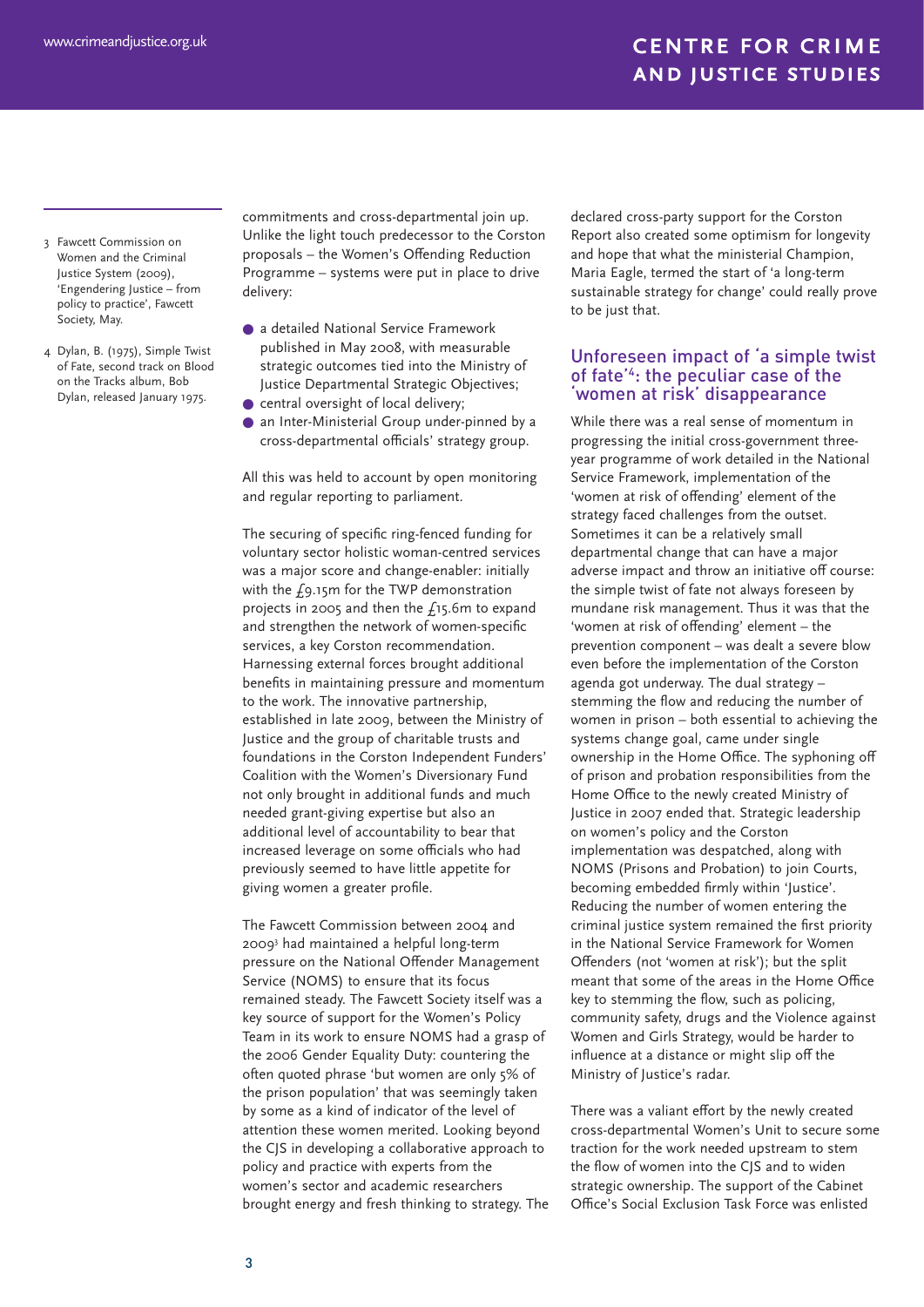commitments and cross-departmental join up. Unlike the light touch predecessor to the Corston proposals – the Women's Offending Reduction Programme – systems were put in place to drive delivery:

- a detailed National Service Framework published in May 2008, with measurable strategic outcomes tied into the Ministry of Justice Departmental Strategic Objectives;
- central oversight of local delivery;
- an Inter-Ministerial Group under-pinned by a cross-departmental officials' strategy group.

All this was held to account by open monitoring and regular reporting to parliament.

The securing of specific ring-fenced funding for voluntary sector holistic woman-centred services was a major score and change-enabler: initially with the £9.15m for the TWP demonstration projects in 2005 and then the £15.6m to expand and strengthen the network of women-specific services, a key Corston recommendation. Harnessing external forces brought additional benefits in maintaining pressure and momentum to the work. The innovative partnership, established in late 2009, between the Ministry of Justice and the group of charitable trusts and foundations in the Corston Independent Funders' Coalition with the Women's Diversionary Fund not only brought in additional funds and much needed grant-giving expertise but also an additional level of accountability to bear that increased leverage on some officials who had previously seemed to have little appetite for giving women a greater profile.

The Fawcett Commission between 2004 and 2009[3] had maintained a helpful long-term pressure on the National Offender Management Service (NOMS) to ensure that its focus remained steady. The Fawcett Society itself was a key source of support for the Women's Policy Team in its work to ensure NOMS had a grasp of the 2006 Gender Equality Duty: countering the often quoted phrase 'but women are only 5% of the prison population' that was seemingly taken by some as a kind of indicator of the level of attention these women merited. Looking beyond the CJS in developing a collaborative approach to policy and practice with experts from the women's sector and academic researchers brought energy and fresh thinking to strategy. The declared cross-party support for the Corston Report also created some optimism for longevity and hope that what the ministerial Champion, Maria Eagle, termed the start of 'a long-term sustainable strategy for change' could really prove to be just that.

## Unforeseen impact of 'a simple twist of fate'[4]: the peculiar case of the 'women at risk' disappearance

While there was a real sense of momentum in progressing the initial cross-government three-year programme of work detailed in the National Service Framework, implementation of the 'women at risk of offending' element of the strategy faced challenges from the outset. Sometimes it can be a relatively small departmental change that can have a major adverse impact and throw an initiative off course: the simple twist of fate not always foreseen by mundane risk management. Thus it was that the 'women at risk of offending' element – the prevention component – was dealt a severe blow even before the implementation of the Corston agenda got underway. The dual strategy – stemming the flow and reducing the number of women in prison – both essential to achieving the systems change goal, came under single ownership in the Home Office. The syphoning off of prison and probation responsibilities from the Home Office to the newly created Ministry of Justice in 2007 ended that. Strategic leadership on women's policy and the Corston implementation was despatched, along with NOMS (Prisons and Probation) to join Courts, becoming embedded firmly within 'Justice'. Reducing the number of women entering the criminal justice system remained the first priority in the National Service Framework for Women Offenders (not 'women at risk'); but the split meant that some of the areas in the Home Office key to stemming the flow, such as policing, community safety, drugs and the Violence against Women and Girls Strategy, would be harder to influence at a distance or might slip off the Ministry of Justice's radar.

There was a valiant effort by the newly created cross-departmental Women's Unit to secure some traction for the work needed upstream to stem the flow of women into the CJS and to widen strategic ownership. The support of the Cabinet Office's Social Exclusion Task Force was enlisted

---

3 Fawcett Commission on Women and the Criminal Justice System (2009), 'Engendering Justice – from policy to practice', Fawcett Society, May.

4 Dylan, B. (1975), Simple Twist of Fate, second track on Blood on the Tracks album, Bob Dylan, released January 1975.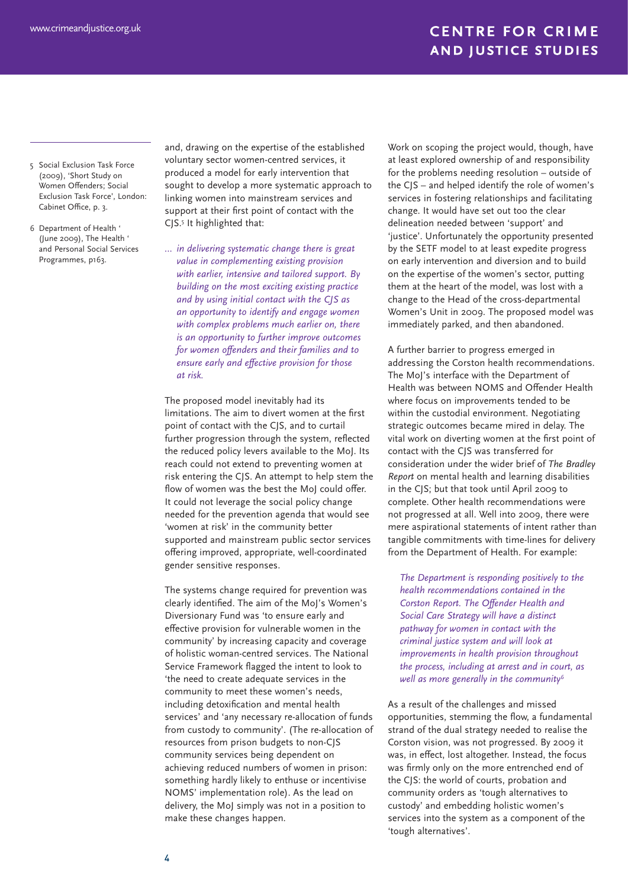and, drawing on the expertise of the established voluntary sector women-centred services, it produced a model for early intervention that sought to develop a more systematic approach to linking women into mainstream services and support at their first point of contact with the CJS.[5] It highlighted that:

> *... in delivering systematic change there is great value in complementing existing provision with earlier, intensive and tailored support. By building on the most exciting existing practice and by using initial contact with the CJS as an opportunity to identify and engage women with complex problems much earlier on, there is an opportunity to further improve outcomes for women offenders and their families and to ensure early and effective provision for those at risk.*

The proposed model inevitably had its limitations. The aim to divert women at the first point of contact with the CJS, and to curtail further progression through the system, reflected the reduced policy levers available to the MoJ. Its reach could not extend to preventing women at risk entering the CJS. An attempt to help stem the flow of women was the best the MoJ could offer. It could not leverage the social policy change needed for the prevention agenda that would see 'women at risk' in the community better supported and mainstream public sector services offering improved, appropriate, well-coordinated gender sensitive responses.

The systems change required for prevention was clearly identified. The aim of the MoJ's Women's Diversionary Fund was 'to ensure early and effective provision for vulnerable women in the community' by increasing capacity and coverage of holistic woman-centred services. The National Service Framework flagged the intent to look to 'the need to create adequate services in the community to meet these women's needs, including detoxification and mental health services' and 'any necessary re-allocation of funds from custody to community'. (The re-allocation of resources from prison budgets to non-CJS community services being dependent on achieving reduced numbers of women in prison: something hardly likely to enthuse or incentivise NOMS' implementation role). As the lead on delivery, the MoJ simply was not in a position to make these changes happen.

Work on scoping the project would, though, have at least explored ownership of and responsibility for the problems needing resolution – outside of the CJS – and helped identify the role of women's services in fostering relationships and facilitating change. It would have set out too the clear delineation needed between 'support' and 'justice'. Unfortunately the opportunity presented by the SETF model to at least expedite progress on early intervention and diversion and to build on the expertise of the women's sector, putting them at the heart of the model, was lost with a change to the Head of the cross-departmental Women's Unit in 2009. The proposed model was immediately parked, and then abandoned.

A further barrier to progress emerged in addressing the Corston health recommendations. The MoJ's interface with the Department of Health was between NOMS and Offender Health where focus on improvements tended to be within the custodial environment. Negotiating strategic outcomes became mired in delay. The vital work on diverting women at the first point of contact with the CJS was transferred for consideration under the wider brief of *The Bradley Report* on mental health and learning disabilities in the CJS; but that took until April 2009 to complete. Other health recommendations were not progressed at all. Well into 2009, there were mere aspirational statements of intent rather than tangible commitments with time-lines for delivery from the Department of Health. For example:

> *The Department is responding positively to the health recommendations contained in the Corston Report. The Offender Health and Social Care Strategy will have a distinct pathway for women in contact with the criminal justice system and will look at improvements in health provision throughout the process, including at arrest and in court, as well as more generally in the community*[6]

As a result of the challenges and missed opportunities, stemming the flow, a fundamental strand of the dual strategy needed to realise the Corston vision, was not progressed. By 2009 it was, in effect, lost altogether. Instead, the focus was firmly only on the more entrenched end of the CJS: the world of courts, probation and community orders as 'tough alternatives to custody' and embedding holistic women's services into the system as a component of the 'tough alternatives'.

---

5. Social Exclusion Task Force (2009), 'Short Study on Women Offenders; Social Exclusion Task Force', London: Cabinet Office, p. 3.

6. Department of Health ' (June 2009), The Health ' and Personal Social Services Programmes, p163.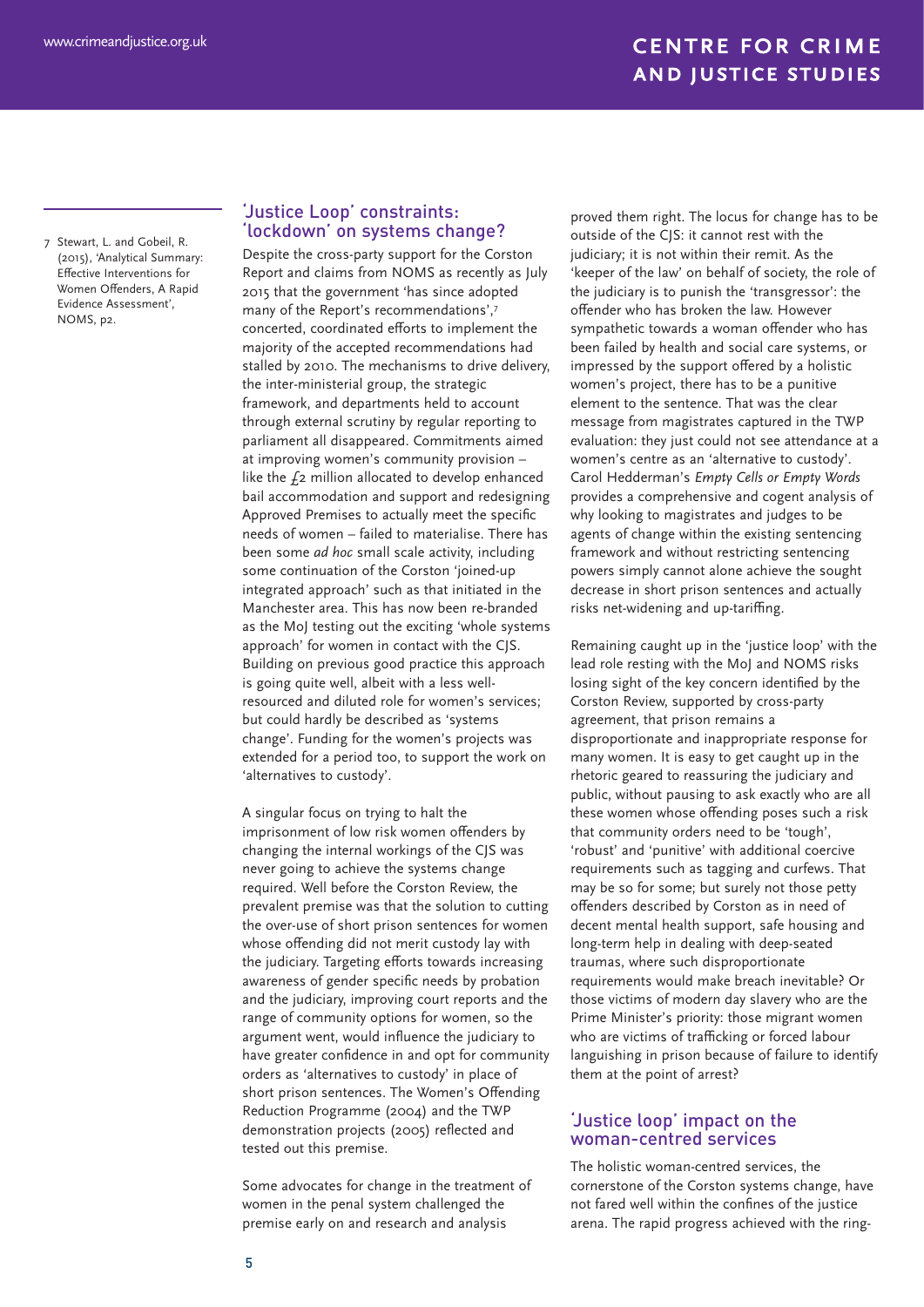## 'Justice Loop' constraints: 'lockdown' on systems change?

Despite the cross-party support for the Corston Report and claims from NOMS as recently as July 2015 that the government 'has since adopted many of the Report's recommendations',[7] concerted, coordinated efforts to implement the majority of the accepted recommendations had stalled by 2010. The mechanisms to drive delivery, the inter-ministerial group, the strategic framework, and departments held to account through external scrutiny by regular reporting to parliament all disappeared. Commitments aimed at improving women's community provision – like the £2 million allocated to develop enhanced bail accommodation and support and redesigning Approved Premises to actually meet the specific needs of women – failed to materialise. There has been some *ad hoc* small scale activity, including some continuation of the Corston 'joined-up integrated approach' such as that initiated in the Manchester area. This has now been re-branded as the MoJ testing out the exciting 'whole systems approach' for women in contact with the CJS. Building on previous good practice this approach is going quite well, albeit with a less well-resourced and diluted role for women's services; but could hardly be described as 'systems change'. Funding for the women's projects was extended for a period too, to support the work on 'alternatives to custody'.

A singular focus on trying to halt the imprisonment of low risk women offenders by changing the internal workings of the CJS was never going to achieve the systems change required. Well before the Corston Review, the prevalent premise was that the solution to cutting the over-use of short prison sentences for women whose offending did not merit custody lay with the judiciary. Targeting efforts towards increasing awareness of gender specific needs by probation and the judiciary, improving court reports and the range of community options for women, so the argument went, would influence the judiciary to have greater confidence in and opt for community orders as 'alternatives to custody' in place of short prison sentences. The Women's Offending Reduction Programme (2004) and the TWP demonstration projects (2005) reflected and tested out this premise.

Some advocates for change in the treatment of women in the penal system challenged the premise early on and research and analysis proved them right. The locus for change has to be outside of the CJS: it cannot rest with the judiciary; it is not within their remit. As the 'keeper of the law' on behalf of society, the role of the judiciary is to punish the 'transgressor': the offender who has broken the law. However sympathetic towards a woman offender who has been failed by health and social care systems, or impressed by the support offered by a holistic women's project, there has to be a punitive element to the sentence. That was the clear message from magistrates captured in the TWP evaluation: they just could not see attendance at a women's centre as an 'alternative to custody'. Carol Hedderman's *Empty Cells or Empty Words* provides a comprehensive and cogent analysis of why looking to magistrates and judges to be agents of change within the existing sentencing framework and without restricting sentencing powers simply cannot alone achieve the sought decrease in short prison sentences and actually risks net-widening and up-tariffing.

Remaining caught up in the 'justice loop' with the lead role resting with the MoJ and NOMS risks losing sight of the key concern identified by the Corston Review, supported by cross-party agreement, that prison remains a disproportionate and inappropriate response for many women. It is easy to get caught up in the rhetoric geared to reassuring the judiciary and public, without pausing to ask exactly who are all these women whose offending poses such a risk that community orders need to be 'tough', 'robust' and 'punitive' with additional coercive requirements such as tagging and curfews. That may be so for some; but surely not those petty offenders described by Corston as in need of decent mental health support, safe housing and long-term help in dealing with deep-seated traumas, where such disproportionate requirements would make breach inevitable? Or those victims of modern day slavery who are the Prime Minister's priority: those migrant women who are victims of trafficking or forced labour languishing in prison because of failure to identify them at the point of arrest?

## 'Justice loop' impact on the woman-centred services

The holistic woman-centred services, the cornerstone of the Corston systems change, have not fared well within the confines of the justice arena. The rapid progress achieved with the ring-

[7] Stewart, L. and Gobeil, R. (2015), 'Analytical Summary: Effective Interventions for Women Offenders, A Rapid Evidence Assessment', NOMS, p2.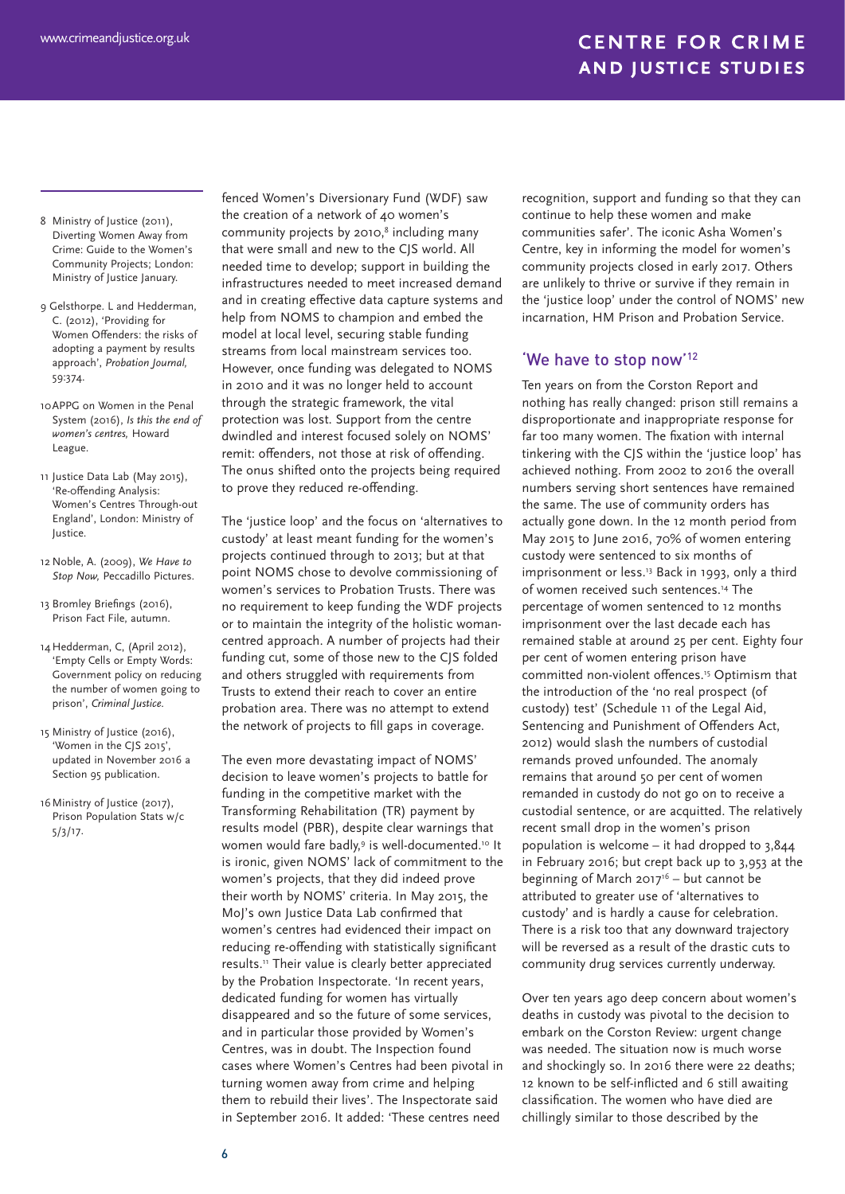fenced Women's Diversionary Fund (WDF) saw the creation of a network of 40 women's community projects by 2010,[8] including many that were small and new to the CJS world. All needed time to develop; support in building the infrastructures needed to meet increased demand and in creating effective data capture systems and help from NOMS to champion and embed the model at local level, securing stable funding streams from local mainstream services too. However, once funding was delegated to NOMS in 2010 and it was no longer held to account through the strategic framework, the vital protection was lost. Support from the centre dwindled and interest focused solely on NOMS' remit: offenders, not those at risk of offending. The onus shifted onto the projects being required to prove they reduced re-offending.

The 'justice loop' and the focus on 'alternatives to custody' at least meant funding for the women's projects continued through to 2013; but at that point NOMS chose to devolve commissioning of women's services to Probation Trusts. There was no requirement to keep funding the WDF projects or to maintain the integrity of the holistic woman-centred approach. A number of projects had their funding cut, some of those new to the CJS folded and others struggled with requirements from Trusts to extend their reach to cover an entire probation area. There was no attempt to extend the network of projects to fill gaps in coverage.

The even more devastating impact of NOMS' decision to leave women's projects to battle for funding in the competitive market with the Transforming Rehabilitation (TR) payment by results model (PBR), despite clear warnings that women would fare badly,[9] is well-documented.[10] It is ironic, given NOMS' lack of commitment to the women's projects, that they did indeed prove their worth by NOMS' criteria. In May 2015, the MoJ's own Justice Data Lab confirmed that women's centres had evidenced their impact on reducing re-offending with statistically significant results.[11] Their value is clearly better appreciated by the Probation Inspectorate. 'In recent years, dedicated funding for women has virtually disappeared and so the future of some services, and in particular those provided by Women's Centres, was in doubt. The Inspection found cases where Women's Centres had been pivotal in turning women away from crime and helping them to rebuild their lives'. The Inspectorate said in September 2016. It added: 'These centres need recognition, support and funding so that they can continue to help these women and make communities safer'. The iconic Asha Women's Centre, key in informing the model for women's community projects closed in early 2017. Others are unlikely to thrive or survive if they remain in the 'justice loop' under the control of NOMS' new incarnation, HM Prison and Probation Service.

## 'We have to stop now'[12]

Ten years on from the Corston Report and nothing has really changed: prison still remains a disproportionate and inappropriate response for far too many women. The fixation with internal tinkering with the CJS within the 'justice loop' has achieved nothing. From 2002 to 2016 the overall numbers serving short sentences have remained the same. The use of community orders has actually gone down. In the 12 month period from May 2015 to June 2016, 70% of women entering custody were sentenced to six months of imprisonment or less.[13] Back in 1993, only a third of women received such sentences.[14] The percentage of women sentenced to 12 months imprisonment over the last decade each has remained stable at around 25 per cent. Eighty four per cent of women entering prison have committed non-violent offences.[15] Optimism that the introduction of the 'no real prospect (of custody) test' (Schedule 11 of the Legal Aid, Sentencing and Punishment of Offenders Act, 2012) would slash the numbers of custodial remands proved unfounded. The anomaly remains that around 50 per cent of women remanded in custody do not go on to receive a custodial sentence, or are acquitted. The relatively recent small drop in the women's prison population is welcome – it had dropped to 3,844 in February 2016; but crept back up to 3,953 at the beginning of March 2017[16] – but cannot be attributed to greater use of 'alternatives to custody' and is hardly a cause for celebration. There is a risk too that any downward trajectory will be reversed as a result of the drastic cuts to community drug services currently underway.

Over ten years ago deep concern about women's deaths in custody was pivotal to the decision to embark on the Corston Review: urgent change was needed. The situation now is much worse and shockingly so. In 2016 there were 22 deaths; 12 known to be self-inflicted and 6 still awaiting classification. The women who have died are chillingly similar to those described by the

---

8 Ministry of Justice (2011), Diverting Women Away from Crime: Guide to the Women's Community Projects; London: Ministry of Justice January.

9 Gelsthorpe. L and Hedderman, C. (2012), 'Providing for Women Offenders: the risks of adopting a payment by results approach', *Probation Journal,* 59:374.

10 APPG on Women in the Penal System (2016), *Is this the end of women's centres,* Howard League.

11 Justice Data Lab (May 2015), 'Re-offending Analysis: Women's Centres Through-out England', London: Ministry of Justice.

12 Noble, A. (2009), *We Have to Stop Now,* Peccadillo Pictures.

13 Bromley Briefings (2016), Prison Fact File, autumn.

14 Hedderman, C, (April 2012), 'Empty Cells or Empty Words: Government policy on reducing the number of women going to prison', *Criminal Justice.*

15 Ministry of Justice (2016), 'Women in the CJS 2015', updated in November 2016 a Section 95 publication.

16 Ministry of Justice (2017), Prison Population Stats w/c 5/3/17.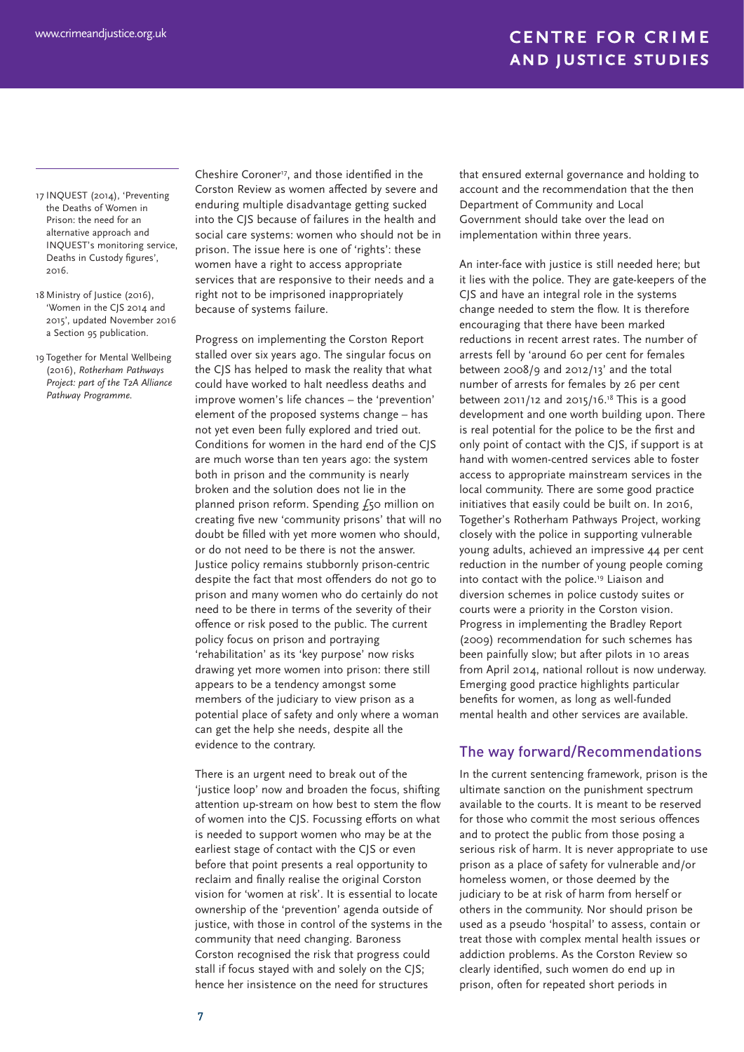Cheshire Coroner[17], and those identified in the Corston Review as women affected by severe and enduring multiple disadvantage getting sucked into the CJS because of failures in the health and social care systems: women who should not be in prison. The issue here is one of 'rights': these women have a right to access appropriate services that are responsive to their needs and a right not to be imprisoned inappropriately because of systems failure.

Progress on implementing the Corston Report stalled over six years ago. The singular focus on the CJS has helped to mask the reality that what could have worked to halt needless deaths and improve women's life chances – the 'prevention' element of the proposed systems change – has not yet even been fully explored and tried out. Conditions for women in the hard end of the CJS are much worse than ten years ago: the system both in prison and the community is nearly broken and the solution does not lie in the planned prison reform. Spending £50 million on creating five new 'community prisons' that will no doubt be filled with yet more women who should, or do not need to be there is not the answer. Justice policy remains stubbornly prison-centric despite the fact that most offenders do not go to prison and many women who do certainly do not need to be there in terms of the severity of their offence or risk posed to the public. The current policy focus on prison and portraying 'rehabilitation' as its 'key purpose' now risks drawing yet more women into prison: there still appears to be a tendency amongst some members of the judiciary to view prison as a potential place of safety and only where a woman can get the help she needs, despite all the evidence to the contrary.

There is an urgent need to break out of the 'justice loop' now and broaden the focus, shifting attention up-stream on how best to stem the flow of women into the CJS. Focussing efforts on what is needed to support women who may be at the earliest stage of contact with the CJS or even before that point presents a real opportunity to reclaim and finally realise the original Corston vision for 'women at risk'. It is essential to locate ownership of the 'prevention' agenda outside of justice, with those in control of the systems in the community that need changing. Baroness Corston recognised the risk that progress could stall if focus stayed with and solely on the CJS; hence her insistence on the need for structures that ensured external governance and holding to account and the recommendation that the then Department of Community and Local Government should take over the lead on implementation within three years.

An inter-face with justice is still needed here; but it lies with the police. They are gate-keepers of the CJS and have an integral role in the systems change needed to stem the flow. It is therefore encouraging that there have been marked reductions in recent arrest rates. The number of arrests fell by 'around 60 per cent for females between 2008/9 and 2012/13' and the total number of arrests for females by 26 per cent between 2011/12 and 2015/16.[18] This is a good development and one worth building upon. There is real potential for the police to be the first and only point of contact with the CJS, if support is at hand with women-centred services able to foster access to appropriate mainstream services in the local community. There are some good practice initiatives that easily could be built on. In 2016, Together's Rotherham Pathways Project, working closely with the police in supporting vulnerable young adults, achieved an impressive 44 per cent reduction in the number of young people coming into contact with the police.[19] Liaison and diversion schemes in police custody suites or courts were a priority in the Corston vision. Progress in implementing the Bradley Report (2009) recommendation for such schemes has been painfully slow; but after pilots in 10 areas from April 2014, national rollout is now underway. Emerging good practice highlights particular benefits for women, as long as well-funded mental health and other services are available.

## The way forward/Recommendations

In the current sentencing framework, prison is the ultimate sanction on the punishment spectrum available to the courts. It is meant to be reserved for those who commit the most serious offences and to protect the public from those posing a serious risk of harm. It is never appropriate to use prison as a place of safety for vulnerable and/or homeless women, or those deemed by the judiciary to be at risk of harm from herself or others in the community. Nor should prison be used as a pseudo 'hospital' to assess, contain or treat those with complex mental health issues or addiction problems. As the Corston Review so clearly identified, such women do end up in prison, often for repeated short periods in

---

17 INQUEST (2014), 'Preventing the Deaths of Women in Prison: the need for an alternative approach and INQUEST's monitoring service, Deaths in Custody figures', 2016.

18 Ministry of Justice (2016), 'Women in the CJS 2014 and 2015', updated November 2016 a Section 95 publication.

19 Together for Mental Wellbeing (2016), *Rotherham Pathways Project: part of the T2A Alliance Pathway Programme*.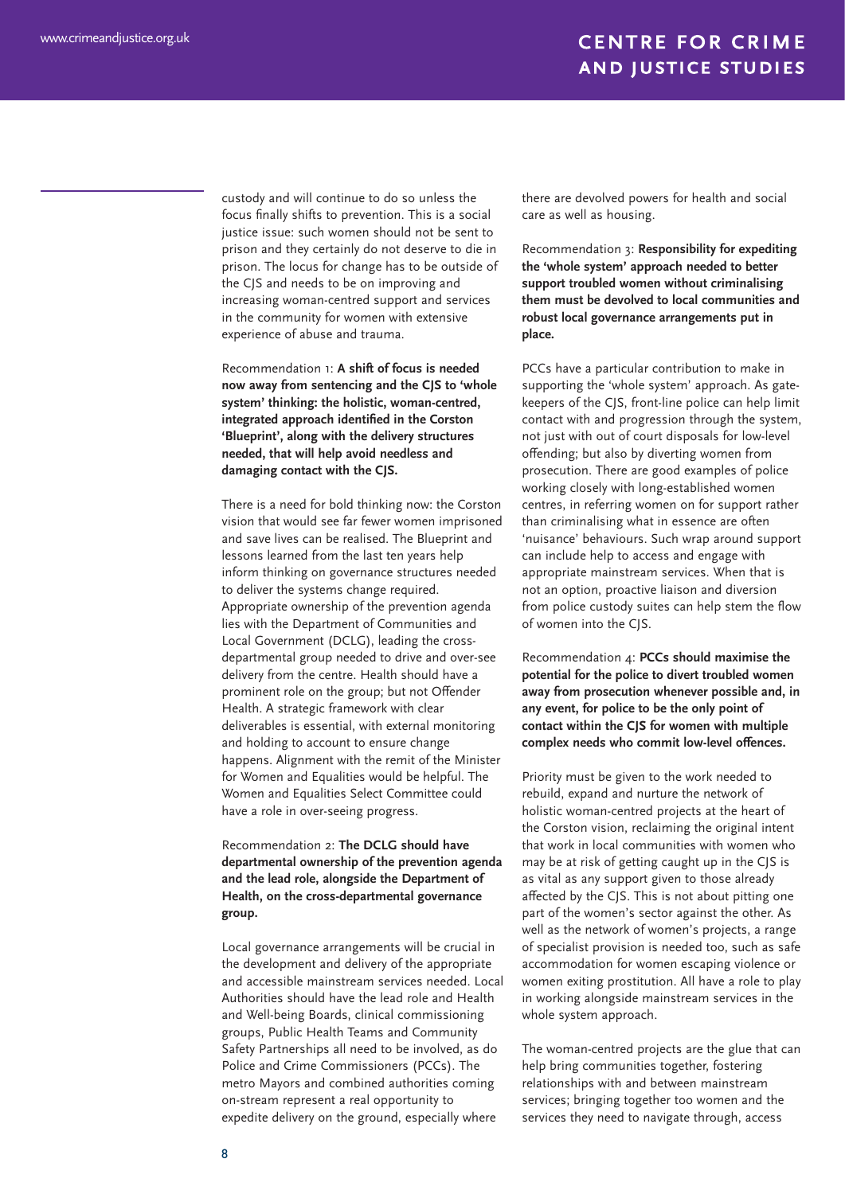custody and will continue to do so unless the focus finally shifts to prevention. This is a social justice issue: such women should not be sent to prison and they certainly do not deserve to die in prison. The locus for change has to be outside of the CJS and needs to be on improving and increasing woman-centred support and services in the community for women with extensive experience of abuse and trauma.

Recommendation 1: **A shift of focus is needed now away from sentencing and the CJS to 'whole system' thinking: the holistic, woman-centred, integrated approach identified in the Corston 'Blueprint', along with the delivery structures needed, that will help avoid needless and damaging contact with the CJS.**

There is a need for bold thinking now: the Corston vision that would see far fewer women imprisoned and save lives can be realised. The Blueprint and lessons learned from the last ten years help inform thinking on governance structures needed to deliver the systems change required. Appropriate ownership of the prevention agenda lies with the Department of Communities and Local Government (DCLG), leading the cross-departmental group needed to drive and over-see delivery from the centre. Health should have a prominent role on the group; but not Offender Health. A strategic framework with clear deliverables is essential, with external monitoring and holding to account to ensure change happens. Alignment with the remit of the Minister for Women and Equalities would be helpful. The Women and Equalities Select Committee could have a role in over-seeing progress.

Recommendation 2: **The DCLG should have departmental ownership of the prevention agenda and the lead role, alongside the Department of Health, on the cross-departmental governance group.**

Local governance arrangements will be crucial in the development and delivery of the appropriate and accessible mainstream services needed. Local Authorities should have the lead role and Health and Well-being Boards, clinical commissioning groups, Public Health Teams and Community Safety Partnerships all need to be involved, as do Police and Crime Commissioners (PCCs). The metro Mayors and combined authorities coming on-stream represent a real opportunity to expedite delivery on the ground, especially where there are devolved powers for health and social care as well as housing.

Recommendation 3: **Responsibility for expediting the 'whole system' approach needed to better support troubled women without criminalising them must be devolved to local communities and robust local governance arrangements put in place.**

PCCs have a particular contribution to make in supporting the 'whole system' approach. As gate-keepers of the CJS, front-line police can help limit contact with and progression through the system, not just with out of court disposals for low-level offending; but also by diverting women from prosecution. There are good examples of police working closely with long-established women centres, in referring women on for support rather than criminalising what in essence are often 'nuisance' behaviours. Such wrap around support can include help to access and engage with appropriate mainstream services. When that is not an option, proactive liaison and diversion from police custody suites can help stem the flow of women into the CJS.

Recommendation 4: **PCCs should maximise the potential for the police to divert troubled women away from prosecution whenever possible and, in any event, for police to be the only point of contact within the CJS for women with multiple complex needs who commit low-level offences.**

Priority must be given to the work needed to rebuild, expand and nurture the network of holistic woman-centred projects at the heart of the Corston vision, reclaiming the original intent that work in local communities with women who may be at risk of getting caught up in the CJS is as vital as any support given to those already affected by the CJS. This is not about pitting one part of the women's sector against the other. As well as the network of women's projects, a range of specialist provision is needed too, such as safe accommodation for women escaping violence or women exiting prostitution. All have a role to play in working alongside mainstream services in the whole system approach.

The woman-centred projects are the glue that can help bring communities together, fostering relationships with and between mainstream services; bringing together too women and the services they need to navigate through, access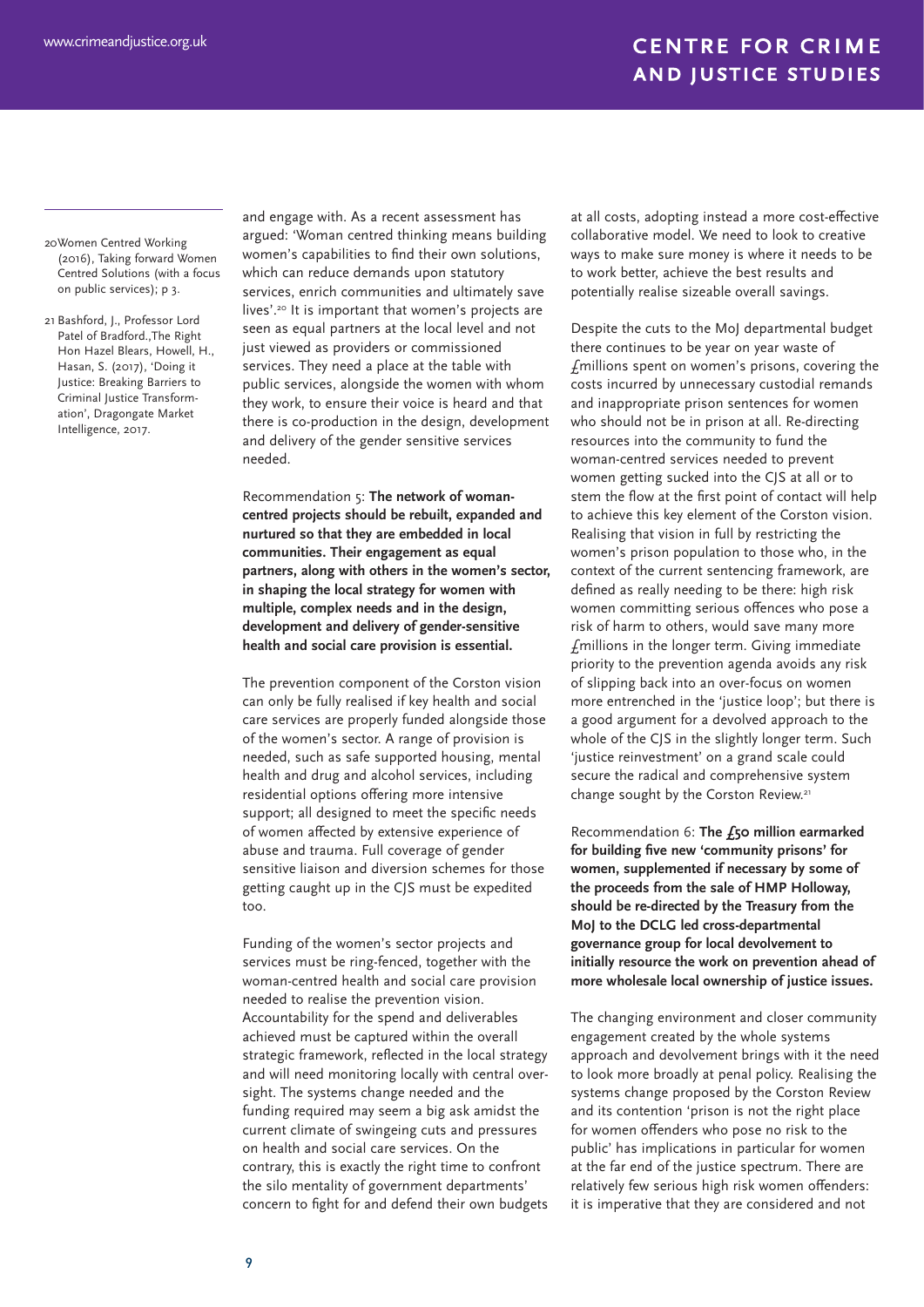and engage with. As a recent assessment has argued: 'Woman centred thinking means building women's capabilities to find their own solutions, which can reduce demands upon statutory services, enrich communities and ultimately save lives'.[20] It is important that women's projects are seen as equal partners at the local level and not just viewed as providers or commissioned services. They need a place at the table with public services, alongside the women with whom they work, to ensure their voice is heard and that there is co-production in the design, development and delivery of the gender sensitive services needed.

Recommendation 5: **The network of woman-centred projects should be rebuilt, expanded and nurtured so that they are embedded in local communities. Their engagement as equal partners, along with others in the women's sector, in shaping the local strategy for women with multiple, complex needs and in the design, development and delivery of gender-sensitive health and social care provision is essential.**

The prevention component of the Corston vision can only be fully realised if key health and social care services are properly funded alongside those of the women's sector. A range of provision is needed, such as safe supported housing, mental health and drug and alcohol services, including residential options offering more intensive support; all designed to meet the specific needs of women affected by extensive experience of abuse and trauma. Full coverage of gender sensitive liaison and diversion schemes for those getting caught up in the CJS must be expedited too.

Funding of the women's sector projects and services must be ring-fenced, together with the woman-centred health and social care provision needed to realise the prevention vision. Accountability for the spend and deliverables achieved must be captured within the overall strategic framework, reflected in the local strategy and will need monitoring locally with central oversight. The systems change needed and the funding required may seem a big ask amidst the current climate of swingeing cuts and pressures on health and social care services. On the contrary, this is exactly the right time to confront the silo mentality of government departments' concern to fight for and defend their own budgets at all costs, adopting instead a more cost-effective collaborative model. We need to look to creative ways to make sure money is where it needs to be to work better, achieve the best results and potentially realise sizeable overall savings.

Despite the cuts to the MoJ departmental budget there continues to be year on year waste of £millions spent on women's prisons, covering the costs incurred by unnecessary custodial remands and inappropriate prison sentences for women who should not be in prison at all. Re-directing resources into the community to fund the woman-centred services needed to prevent women getting sucked into the CJS at all or to stem the flow at the first point of contact will help to achieve this key element of the Corston vision. Realising that vision in full by restricting the women's prison population to those who, in the context of the current sentencing framework, are defined as really needing to be there: high risk women committing serious offences who pose a risk of harm to others, would save many more £millions in the longer term. Giving immediate priority to the prevention agenda avoids any risk of slipping back into an over-focus on women more entrenched in the 'justice loop'; but there is a good argument for a devolved approach to the whole of the CJS in the slightly longer term. Such 'justice reinvestment' on a grand scale could secure the radical and comprehensive system change sought by the Corston Review.[21]

Recommendation 6: **The £50 million earmarked for building five new 'community prisons' for women, supplemented if necessary by some of the proceeds from the sale of HMP Holloway, should be re-directed by the Treasury from the MoJ to the DCLG led cross-departmental governance group for local devolvement to initially resource the work on prevention ahead of more wholesale local ownership of justice issues.**

The changing environment and closer community engagement created by the whole systems approach and devolvement brings with it the need to look more broadly at penal policy. Realising the systems change proposed by the Corston Review and its contention 'prison is not the right place for women offenders who pose no risk to the public' has implications in particular for women at the far end of the justice spectrum. There are relatively few serious high risk women offenders: it is imperative that they are considered and not

---

20 Women Centred Working (2016), Taking forward Women Centred Solutions (with a focus on public services); p 3.

21 Bashford, J., Professor Lord Patel of Bradford., The Right Hon Hazel Blears, Howell, H., Hasan, S. (2017), 'Doing it Justice: Breaking Barriers to Criminal Justice Transformation', Dragongate Market Intelligence, 2017.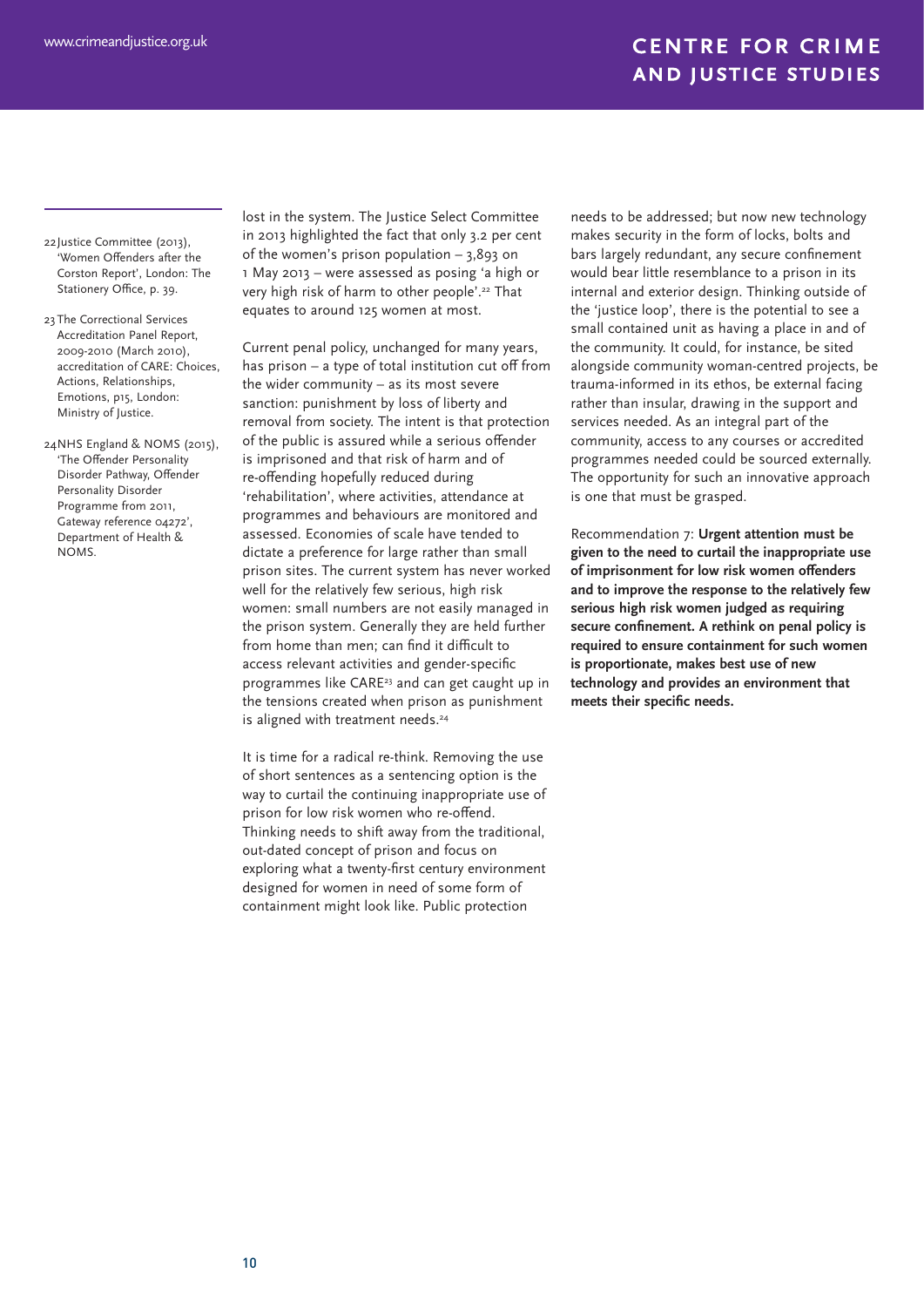lost in the system. The Justice Select Committee in 2013 highlighted the fact that only 3.2 per cent of the women's prison population – 3,893 on 1 May 2013 – were assessed as posing 'a high or very high risk of harm to other people'.[22] That equates to around 125 women at most.

Current penal policy, unchanged for many years, has prison – a type of total institution cut off from the wider community – as its most severe sanction: punishment by loss of liberty and removal from society. The intent is that protection of the public is assured while a serious offender is imprisoned and that risk of harm and of re-offending hopefully reduced during 'rehabilitation', where activities, attendance at programmes and behaviours are monitored and assessed. Economies of scale have tended to dictate a preference for large rather than small prison sites. The current system has never worked well for the relatively few serious, high risk women: small numbers are not easily managed in the prison system. Generally they are held further from home than men; can find it difficult to access relevant activities and gender-specific programmes like CARE[23] and can get caught up in the tensions created when prison as punishment is aligned with treatment needs.[24]

It is time for a radical re-think. Removing the use of short sentences as a sentencing option is the way to curtail the continuing inappropriate use of prison for low risk women who re-offend. Thinking needs to shift away from the traditional, out-dated concept of prison and focus on exploring what a twenty-first century environment designed for women in need of some form of containment might look like. Public protection needs to be addressed; but now new technology makes security in the form of locks, bolts and bars largely redundant, any secure confinement would bear little resemblance to a prison in its internal and exterior design. Thinking outside of the 'justice loop', there is the potential to see a small contained unit as having a place in and of the community. It could, for instance, be sited alongside community woman-centred projects, be trauma-informed in its ethos, be external facing rather than insular, drawing in the support and services needed. As an integral part of the community, access to any courses or accredited programmes needed could be sourced externally. The opportunity for such an innovative approach is one that must be grasped.

Recommendation 7: **Urgent attention must be given to the need to curtail the inappropriate use of imprisonment for low risk women offenders and to improve the response to the relatively few serious high risk women judged as requiring secure confinement. A rethink on penal policy is required to ensure containment for such women is proportionate, makes best use of new technology and provides an environment that meets their specific needs.**

---

22 Justice Committee (2013), 'Women Offenders after the Corston Report', London: The Stationery Office, p. 39.

23 The Correctional Services Accreditation Panel Report, 2009-2010 (March 2010), accreditation of CARE: Choices, Actions, Relationships, Emotions, p15, London: Ministry of Justice.

24 NHS England & NOMS (2015), 'The Offender Personality Disorder Pathway, Offender Personality Disorder Programme from 2011, Gateway reference 04272', Department of Health & NOMS.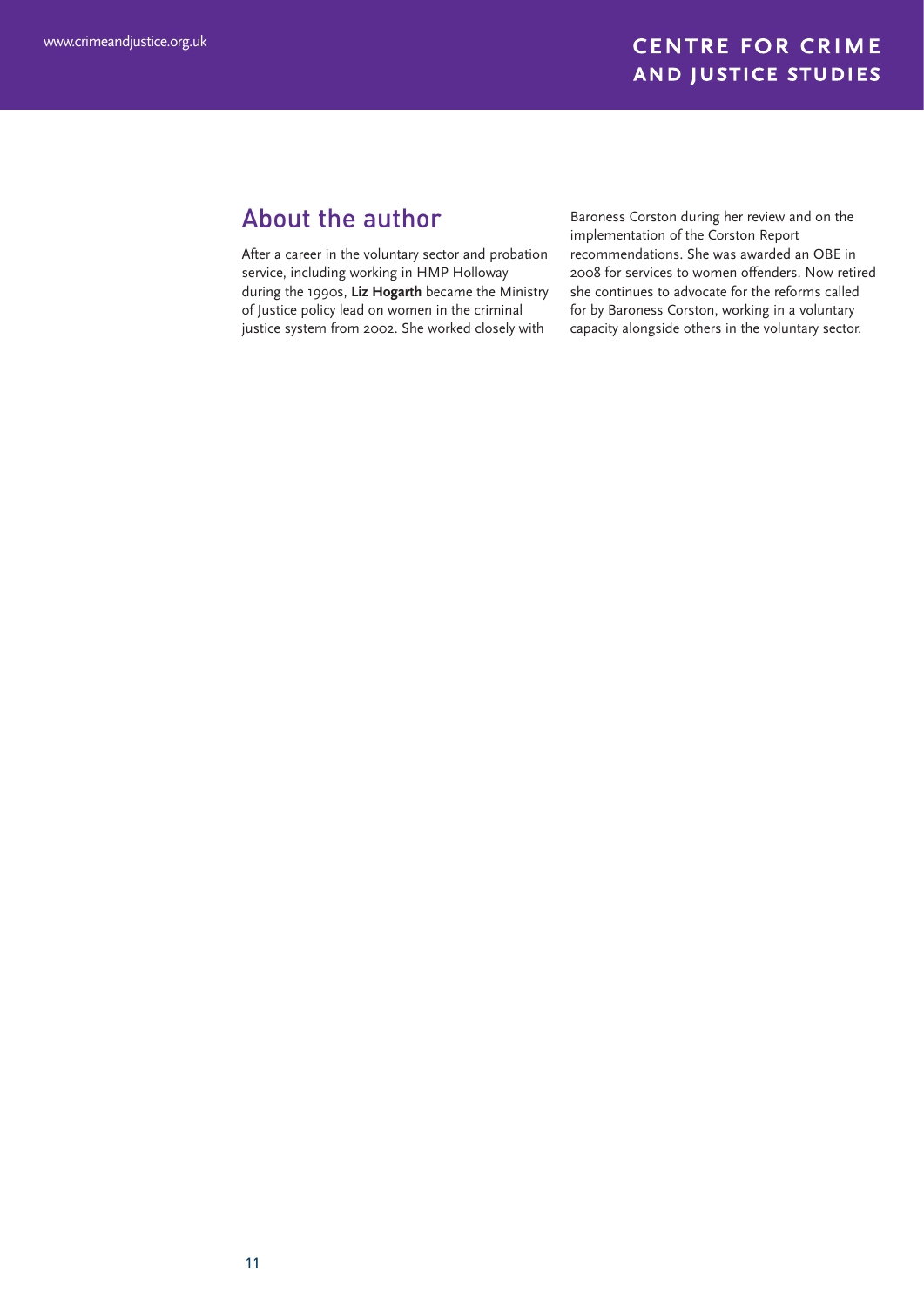## About the author

After a career in the voluntary sector and probation service, including working in HMP Holloway during the 1990s, **Liz Hogarth** became the Ministry of Justice policy lead on women in the criminal justice system from 2002. She worked closely with Baroness Corston during her review and on the implementation of the Corston Report recommendations. She was awarded an OBE in 2008 for services to women offenders. Now retired she continues to advocate for the reforms called for by Baroness Corston, working in a voluntary capacity alongside others in the voluntary sector.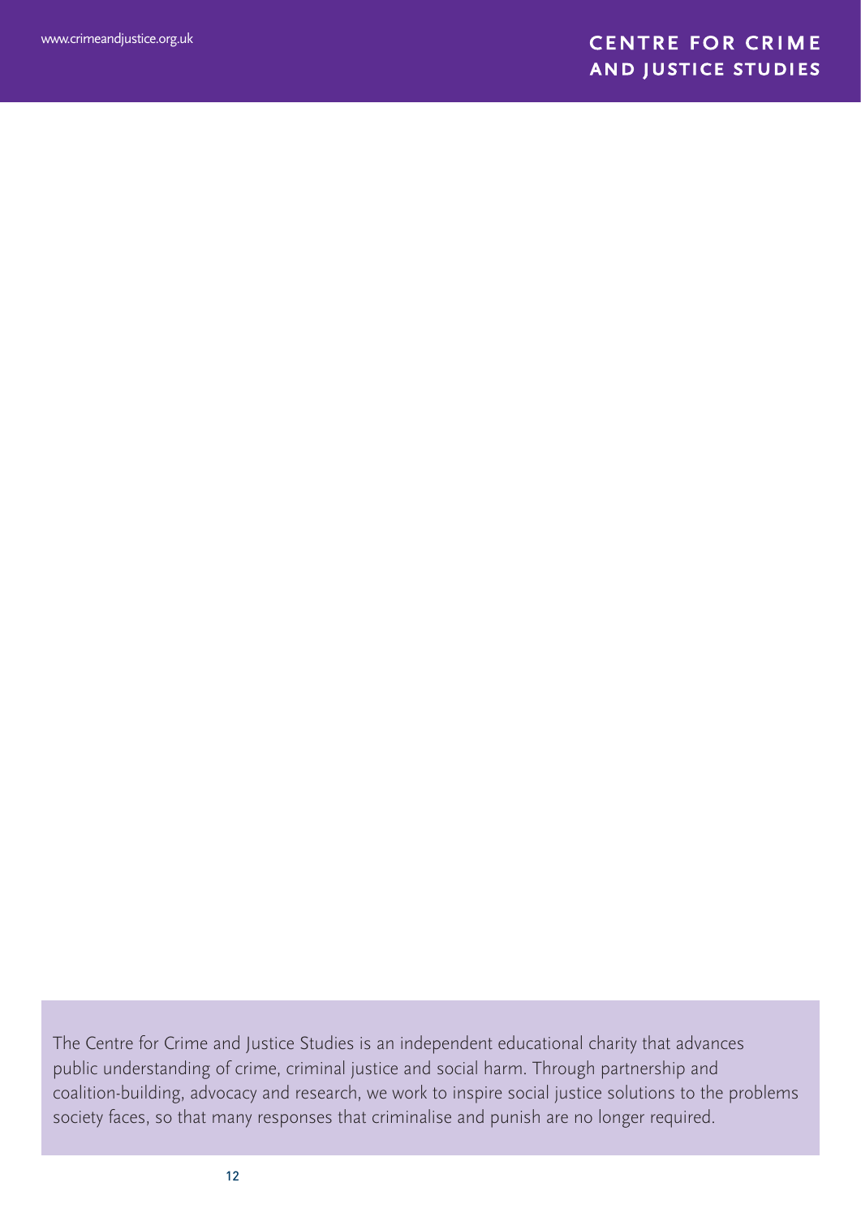The Centre for Crime and Justice Studies is an independent educational charity that advances public understanding of crime, criminal justice and social harm. Through partnership and coalition-building, advocacy and research, we work to inspire social justice solutions to the problems society faces, so that many responses that criminalise and punish are no longer required.